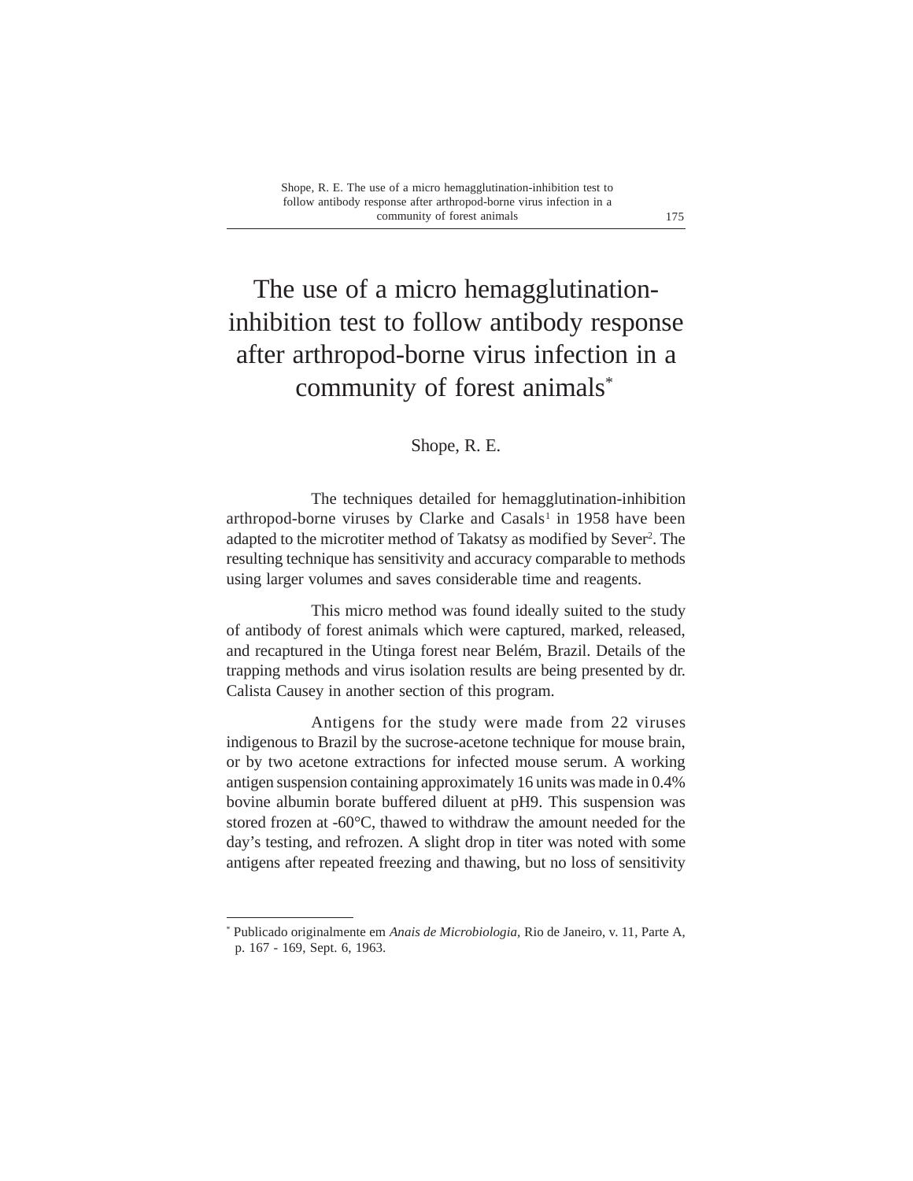# The use of a micro hemagglutination-inhibition test to follow antibody response after arthropod-borne virus infection in a community of forest animals*

Shope, R. E.

The techniques detailed for hemagglutination-inhibition arthropod-borne viruses by Clarke and Casals[1] in 1958 have been adapted to the microtiter method of Takatsy as modified by Sever[2]. The resulting technique has sensitivity and accuracy comparable to methods using larger volumes and saves considerable time and reagents.

This micro method was found ideally suited to the study of antibody of forest animals which were captured, marked, released, and recaptured in the Utinga forest near Belém, Brazil. Details of the trapping methods and virus isolation results are being presented by dr. Calista Causey in another section of this program.

Antigens for the study were made from 22 viruses indigenous to Brazil by the sucrose-acetone technique for mouse brain, or by two acetone extractions for infected mouse serum. A working antigen suspension containing approximately 16 units was made in 0.4% bovine albumin borate buffered diluent at pH9. This suspension was stored frozen at -60°C, thawed to withdraw the amount needed for the day's testing, and refrozen. A slight drop in titer was noted with some antigens after repeated freezing and thawing, but no loss of sensitivity

---

* Publicado originalmente em *Anais de Microbiologia*, Rio de Janeiro, v. 11, Parte A, p. 167 - 169, Sept. 6, 1963.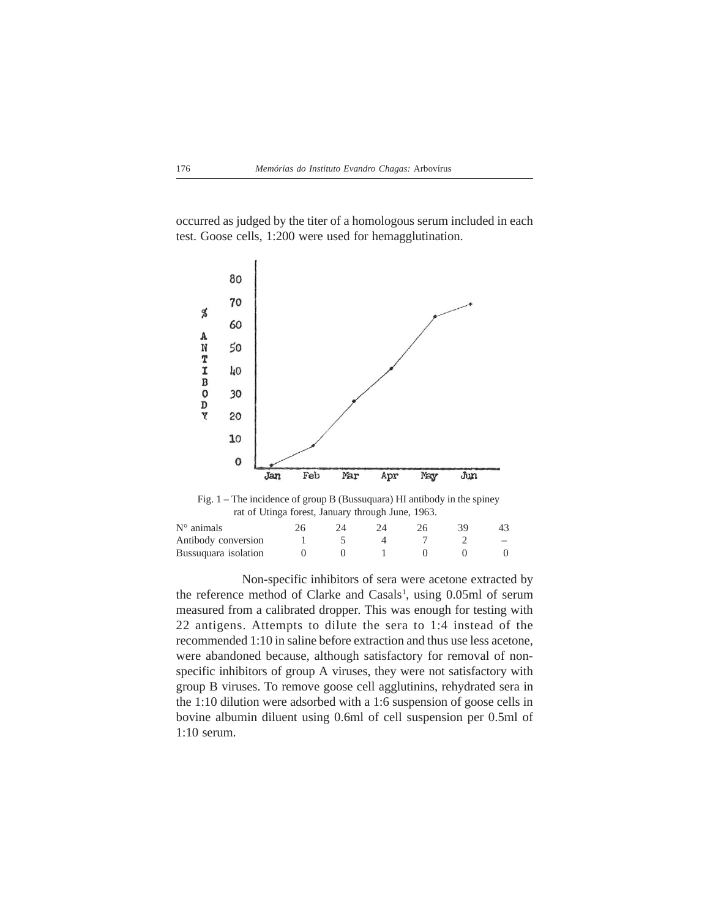occurred as judged by the titer of a homologous serum included in each test. Goose cells, 1:200 were used for hemagglutination.

Fig. 1 – The incidence of group B (Bussuquara) HI antibody in the spiney rat of Utinga forest, January through June, 1963.

| | | | | | | |
|---|---|---|---|---|---|---|
| N° animals | 26 | 24 | 24 | 26 | 39 | 43 |
| Antibody conversion | 1 | 5 | 4 | 7 | 2 | – |
| Bussuquara isolation | 0 | 0 | 1 | 0 | 0 | 0 |

Non-specific inhibitors of sera were acetone extracted by the reference method of Clarke and Casals[1], using 0.05ml of serum measured from a calibrated dropper. This was enough for testing with 22 antigens. Attempts to dilute the sera to 1:4 instead of the recommended 1:10 in saline before extraction and thus use less acetone, were abandoned because, although satisfactory for removal of non-specific inhibitors of group A viruses, they were not satisfactory with group B viruses. To remove goose cell agglutinins, rehydrated sera in the 1:10 dilution were adsorbed with a 1:6 suspension of goose cells in bovine albumin diluent using 0.6ml of cell suspension per 0.5ml of 1:10 serum.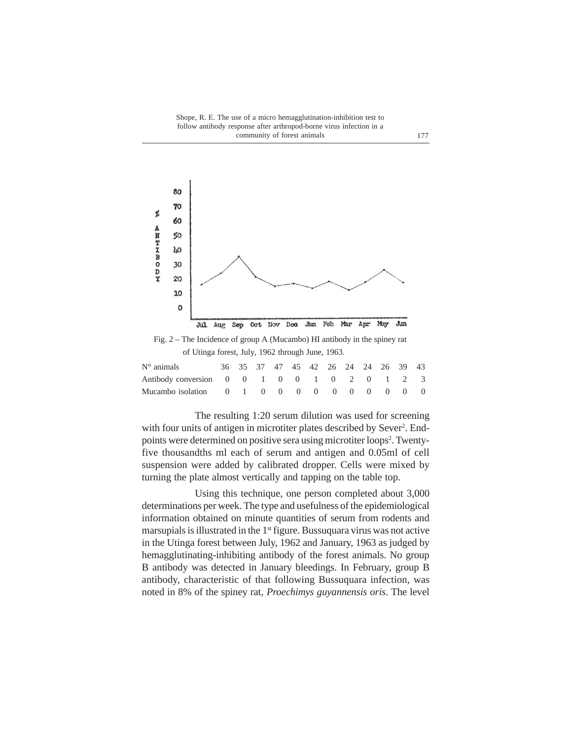Fig. 2 – The Incidence of group A (Mucambo) HI antibody in the spiney rat of Utinga forest, July, 1962 through June, 1963.

| | Jul | Aug | Sep | Oct | Nov | Dec | Jan | Feb | Mar | Apr | May | Jun |
|---|---|---|---|---|---|---|---|---|---|---|---|---|
| N° animals | 36 | 35 | 37 | 47 | 45 | 42 | 26 | 24 | 24 | 26 | 39 | 43 |
| Antibody conversion | 0 | 0 | 1 | 0 | 0 | 1 | 0 | 2 | 0 | 1 | 2 | 3 |
| Mucambo isolation | 0 | 1 | 0 | 0 | 0 | 0 | 0 | 0 | 0 | 0 | 0 | 0 |

The resulting 1:20 serum dilution was used for screening with four units of antigen in microtiter plates described by Sever[2]. End-points were determined on positive sera using microtiter loops[2]. Twenty-five thousandths ml each of serum and antigen and 0.05ml of cell suspension were added by calibrated dropper. Cells were mixed by turning the plate almost vertically and tapping on the table top.

Using this technique, one person completed about 3,000 determinations per week. The type and usefulness of the epidemiological information obtained on minute quantities of serum from rodents and marsupials is illustrated in the 1st figure. Bussuquara virus was not active in the Utinga forest between July, 1962 and January, 1963 as judged by hemagglutinating-inhibiting antibody of the forest animals. No group B antibody was detected in January bleedings. In February, group B antibody, characteristic of that following Bussuquara infection, was noted in 8% of the spiney rat, *Proechimys guyannensis oris*. The level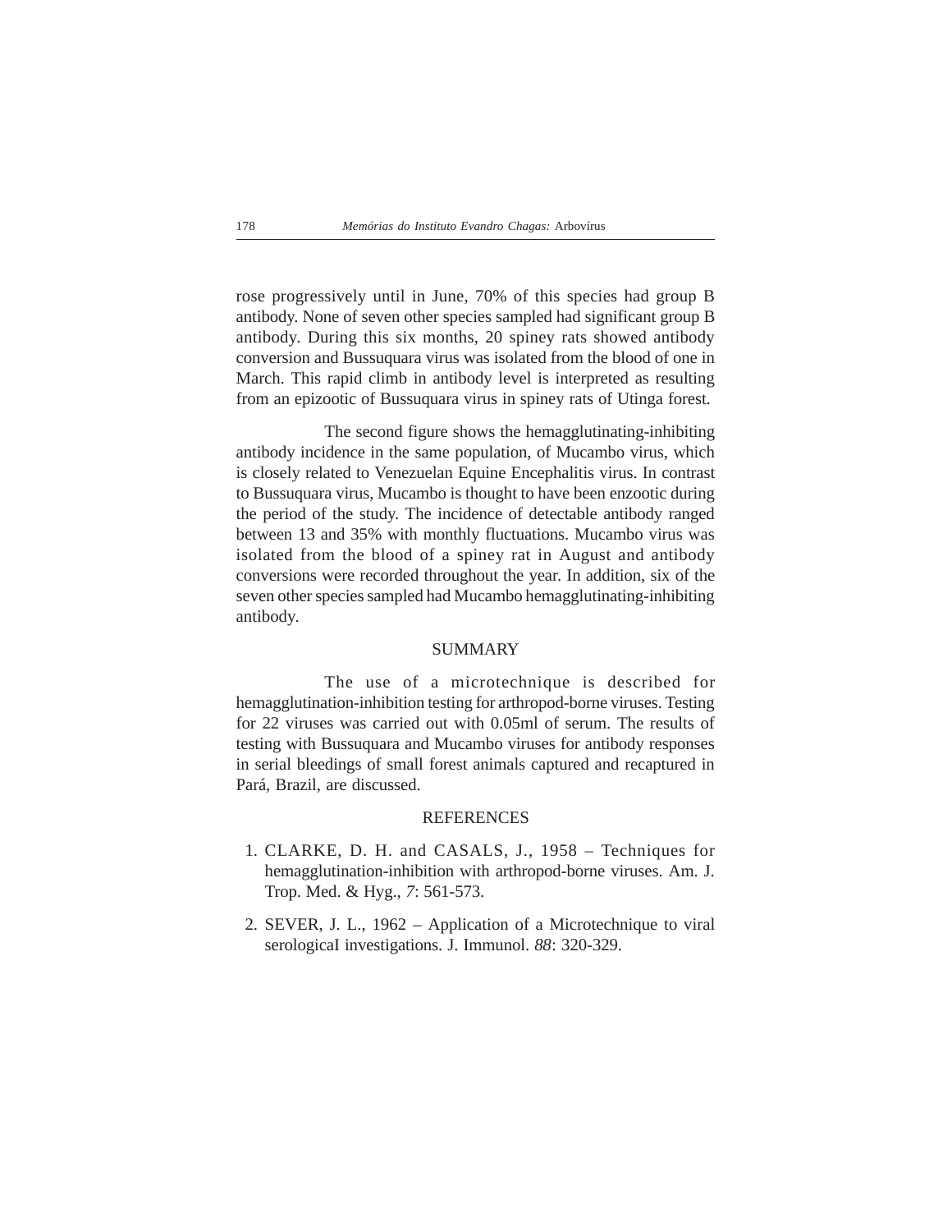rose progressively until in June, 70% of this species had group B antibody. None of seven other species sampled had significant group B antibody. During this six months, 20 spiney rats showed antibody conversion and Bussuquara virus was isolated from the blood of one in March. This rapid climb in antibody level is interpreted as resulting from an epizootic of Bussuquara virus in spiney rats of Utinga forest.

The second figure shows the hemagglutinating-inhibiting antibody incidence in the same population, of Mucambo virus, which is closely related to Venezuelan Equine Encephalitis virus. In contrast to Bussuquara virus, Mucambo is thought to have been enzootic during the period of the study. The incidence of detectable antibody ranged between 13 and 35% with monthly fluctuations. Mucambo virus was isolated from the blood of a spiney rat in August and antibody conversions were recorded throughout the year. In addition, six of the seven other species sampled had Mucambo hemagglutinating-inhibiting antibody.

## SUMMARY

The use of a microtechnique is described for hemagglutination-inhibition testing for arthropod-borne viruses. Testing for 22 viruses was carried out with 0.05ml of serum. The results of testing with Bussuquara and Mucambo viruses for antibody responses in serial bleedings of small forest animals captured and recaptured in Pará, Brazil, are discussed.

## REFERENCES

1. CLARKE, D. H. and CASALS, J., 1958 – Techniques for hemagglutination-inhibition with arthropod-borne viruses. Am. J. Trop. Med. & Hyg., *7*: 561-573.

2. SEVER, J. L., 1962 – Application of a Microtechnique to viral serological investigations. J. Immunol. *88*: 320-329.